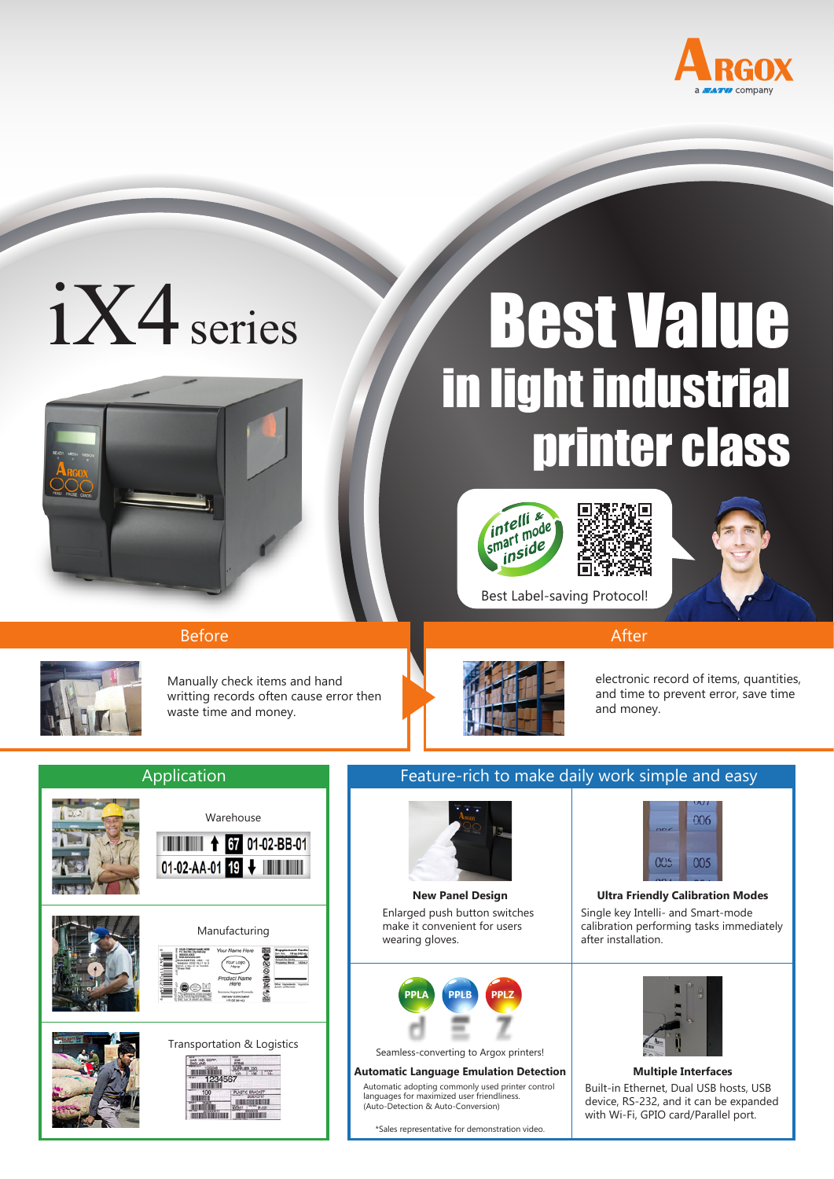# iX4 series

# Best Value in light industrial printer class

intelli & smart mode inside

Best Label-saving Protocol!

## Before

Manually check items and hand writting records often cause error then waste time and money.

## After

electronic record of items, quantities, and time to prevent error, save time and money.

## Application

- Warehouse
- Manufacturing
- Transportation & Logistics

## Feature-rich to make daily work simple and easy

**New Panel Design**

Enlarged push button switches make it convenient for users wearing gloves.

**Ultra Friendly Calibration Modes**

Single key Intelli- and Smart-mode calibration performing tasks immediately after installation.

PPLA PPLB PPLZ

Seamless-converting to Argox printers!

**Automatic Language Emulation Detection**

Automatic adopting commonly used printer control languages for maximized user friendliness. (Auto-Detection & Auto-Conversion)

*Sales representative for demonstration video.

**Multiple Interfaces**

Built-in Ethernet, Dual USB hosts, USB device, RS-232, and it can be expanded with Wi-Fi, GPIO card/Parallel port.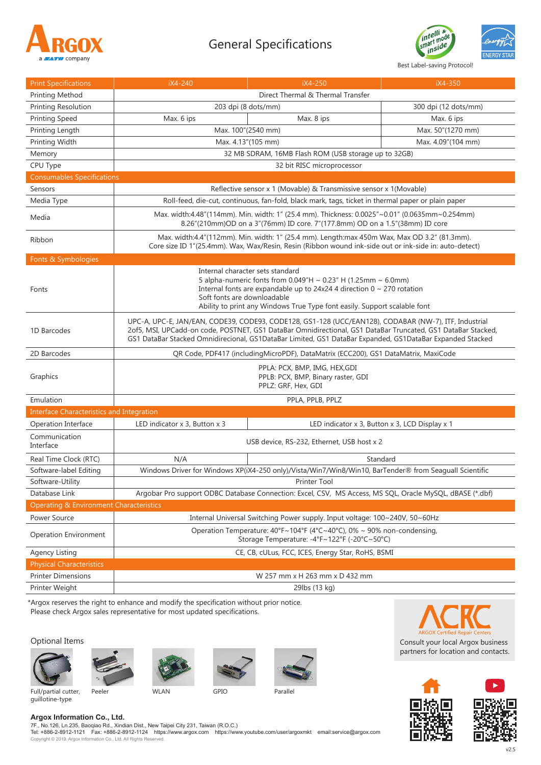# General Specifications

Best Label-saving Protocol!

| Print Specifications | iX4-240 | iX4-250 | iX4-350 |
|---|---|---|---|
| Printing Method | Direct Thermal & Thermal Transfer | | |
| Printing Resolution | 203 dpi (8 dots/mm) | | 300 dpi (12 dots/mm) |
| Printing Speed | Max. 6 ips | Max. 8 ips | Max. 6 ips |
| Printing Length | Max. 100"(2540 mm) | | Max. 50"(1270 mm) |
| Printing Width | Max. 4.13"(105 mm) | | Max. 4.09"(104 mm) |
| Memory | 32 MB SDRAM, 16MB Flash ROM (USB storage up to 32GB) | | |
| CPU Type | 32 bit RISC microprocessor | | |
| **Consumables Specifications** | | | |
| Sensors | Reflective sensor x 1 (Movable) & Transmissive sensor x 1(Movable) | | |
| Media Type | Roll-feed, die-cut, continuous, fan-fold, black mark, tags, ticket in thermal paper or plain paper | | |
| Media | Max. width:4.48"(114mm). Min. width: 1" (25.4 mm). Thickness: 0.0025"~0.01" (0.0635mm~0.254mm) 8.26"(210mm)OD on a 3"(76mm) ID core. 7"(177.8mm) OD on a 1.5"(38mm) ID core | | |
| Ribbon | Max. width:4.4"(112mm). Min. width: 1" (25.4 mm). Length:max 450m Wax, Max OD 3.2" (81.3mm). Core size ID 1"(25.4mm). Wax, Wax/Resin, Resin (Ribbon wound ink-side out or ink-side in: auto-detect) | | |
| **Fonts & Symbologies** | | | |
| Fonts | Internal character sets standard<br>5 alpha-numeric fonts from 0.049"H ~ 0.23" H (1.25mm ~ 6.0mm)<br>Internal fonts are expandable up to 24x24 4 direction 0 ~ 270 rotation<br>Soft fonts are downloadable<br>Ability to print any Windows True Type font easily. Support scalable font | | |
| 1D Barcodes | UPC-A, UPC-E, JAN/EAN, CODE39, CODE93, CODE128, GS1-128 (UCC/EAN128), CODABAR (NW-7), ITF, Industrial 2of5, MSI, UPCadd-on code, POSTNET, GS1 DataBar Omnidirectional, GS1 DataBar Truncated, GS1 DataBar Stacked, GS1 DataBar Stacked Omnidirecional, GS1DataBar Limited, GS1 DataBar Expanded, GS1DataBar Expanded Stacked | | |
| 2D Barcodes | QR Code, PDF417 (includingMicroPDF), DataMatrix (ECC200), GS1 DataMatrix, MaxiCode | | |
| Graphics | PPLA: PCX, BMP, IMG, HEX,GDI<br>PPLB: PCX, BMP, Binary raster, GDI<br>PPLZ: GRF, Hex, GDI | | |
| Emulation | PPLA, PPLB, PPLZ | | |
| **Interface Characteristics and Integration** | | | |
| Operation Interface | LED indicator x 3, Button x 3 | LED indicator x 3, Button x 3, LCD Display x 1 | |
| Communication Interface | USB device, RS-232, Ethernet, USB host x 2 | | |
| Real Time Clock (RTC) | N/A | Standard | |
| Software-label Editing | Windows Driver for Windows XP(iX4-250 only)/Vista/Win7/Win8/Win10, BarTender® from Seaguall Scientific | | |
| Software-Utility | Printer Tool | | |
| Database Link | Argobar Pro support ODBC Database Connection: Excel, CSV, MS Access, MS SQL, Oracle MySQL, dBASE (*.dbf) | | |
| **Operating & Environment Characteristics** | | | |
| Power Source | Internal Universal Switching Power supply. Input voltage: 100~240V, 50~60Hz | | |
| Operation Environment | Operation Temperature: 40°F~104°F (4°C~40°C), 0% ~ 90% non-condensing, Storage Temperature: -4°F~122°F (-20°C~50°C) | | |
| Agency Listing | CE, CB, cULus, FCC, ICES, Energy Star, RoHS, BSMI | | |
| **Physical Characteristics** | | | |
| Printer Dimensions | W 257 mm x H 263 mm x D 432 mm | | |
| Printer Weight | 29lbs (13 kg) | | |

*Argox reserves the right to enhance and modify the specification without prior notice.
Please check Argox sales representative for most updated specifications.

ACRC — ARGOX Certified Repair Centers
Consult your local Argox business partners for location and contacts.

## Optional Items

Full/partial cutter, guillotine-type · Peeler · WLAN · GPIO · Parallel

**Argox Information Co., Ltd.**
7F., No.126, Ln.235, Baoqiao Rd., Xindian Dist., New Taipei City 231, Taiwan (R.O.C.)
Tel: +886-2-8912-1121 Fax: +886-2-8912-1124 https://www.argox.com https://www.youtube.com/user/argoxmkt email:service@argox.com
Copyright © 2019. Argox Information Co., Ltd. All Rights Reserved.

v2.5